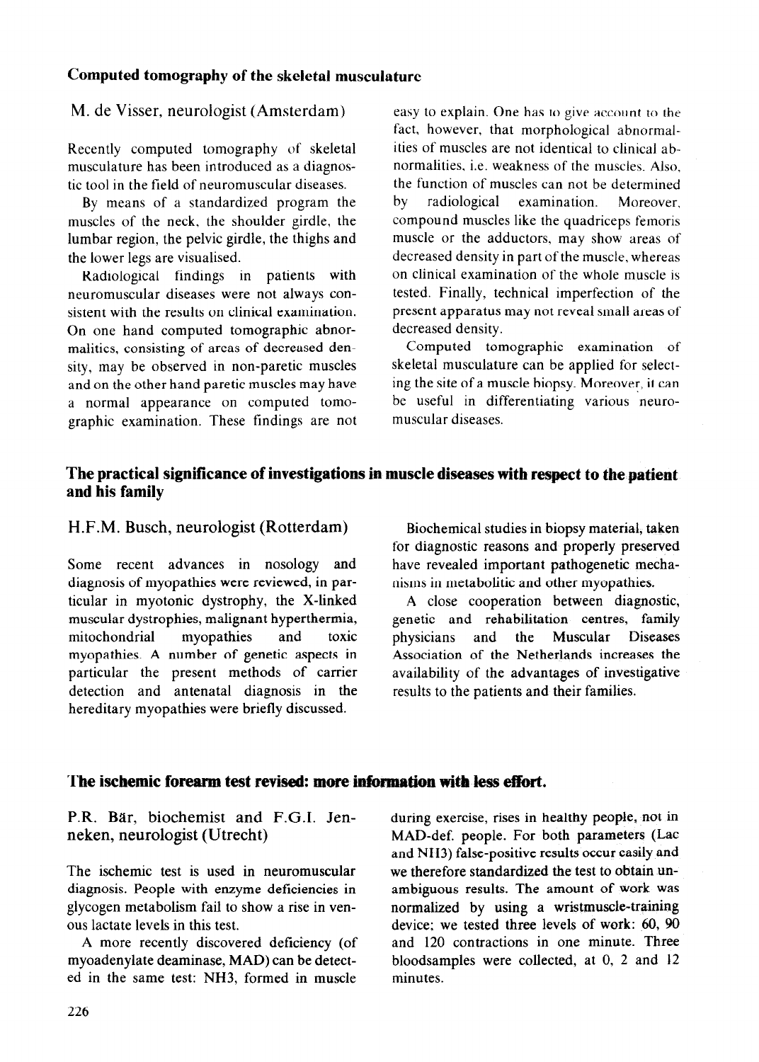## Computed tomography of the skeletal musculature

M. de Visser, neurologist (Amsterdam)

Recently computed tomography of skeletal musculature has been introduced as a diagnostic tool in the field of neuromuscular diseases.

By means of a standardized program the muscles of the neck, the shoulder girdle, the lumbar region, the pelvic girdle, the thighs and the lower legs are visualised.

Radiological findings in patients with neuromuscular diseases were not always consistent with the results on clinical examination. On one hand computed tomographic abnormalities, consisting of areas of decreased density, may be observed in non-paretic muscles and on the other hand paretic muscles may have a normal appearance on computed tomographic examination. These findings are not easy to explain. One has to give account to the fact, however, that morphological abnormalities of muscles are not identical to clinical abnormalities, i.e. weakness of the muscles. Also, the function of muscles can not be determined by radiological examination. Moreover, compound muscles like the quadriceps femoris muscle or the adductors, may show areas of decreased density in part of the muscle, whereas on clinical examination of the whole muscle is tested. Finally, technical imperfection of the present apparatus may not reveal small areas of decreased density.

Computed tomographic examination of skeletal musculature can be applied for selecting the site of a muscle biopsy. Moreover, it can be useful in differentiating various neuromuscular diseases.

## The practical significance of investigations in muscle diseases with respect to the patient and his family

H.F.M. Busch, neurologist (Rotterdam)

Some recent advances in nosology and diagnosis of myopathies were reviewed, in particular in myotonic dystrophy, the X-linked muscular dystrophies, malignant hyperthermia, mitochondrial myopathies and toxic myopathies. A number of genetic aspects in particular the present methods of carrier detection and antenatal diagnosis in the hereditary myopathies were briefly discussed.

Biochemical studies in biopsy material, taken for diagnostic reasons and properly preserved have revealed important pathogenetic mechanisms in metabolitic and other myopathies.

A close cooperation between diagnostic, genetic and rehabilitation centres, family physicians and the Muscular Diseases Association of the Netherlands increases the availability of the advantages of investigative results to the patients and their families.

## The ischemic forearm test revised: more information with less effort.

P.R. Bär, biochemist and F.G.I. Jenneken, neurologist (Utrecht)

The ischemic test is used in neuromuscular diagnosis. People with enzyme deficiencies in glycogen metabolism fail to show a rise in venous lactate levels in this test.

A more recently discovered deficiency (of myoadenylate deaminase, MAD) can be detected in the same test: $NH_3$, formed in muscle during exercise, rises in healthy people, not in MAD-def. people. For both parameters (Lac and $NH_3$) false-positive results occur easily and we therefore standardized the test to obtain unambiguous results. The amount of work was normalized by using a wristmuscle-training device; we tested three levels of work: 60, 90 and 120 contractions in one minute. Three bloodsamples were collected, at 0, 2 and 12 minutes.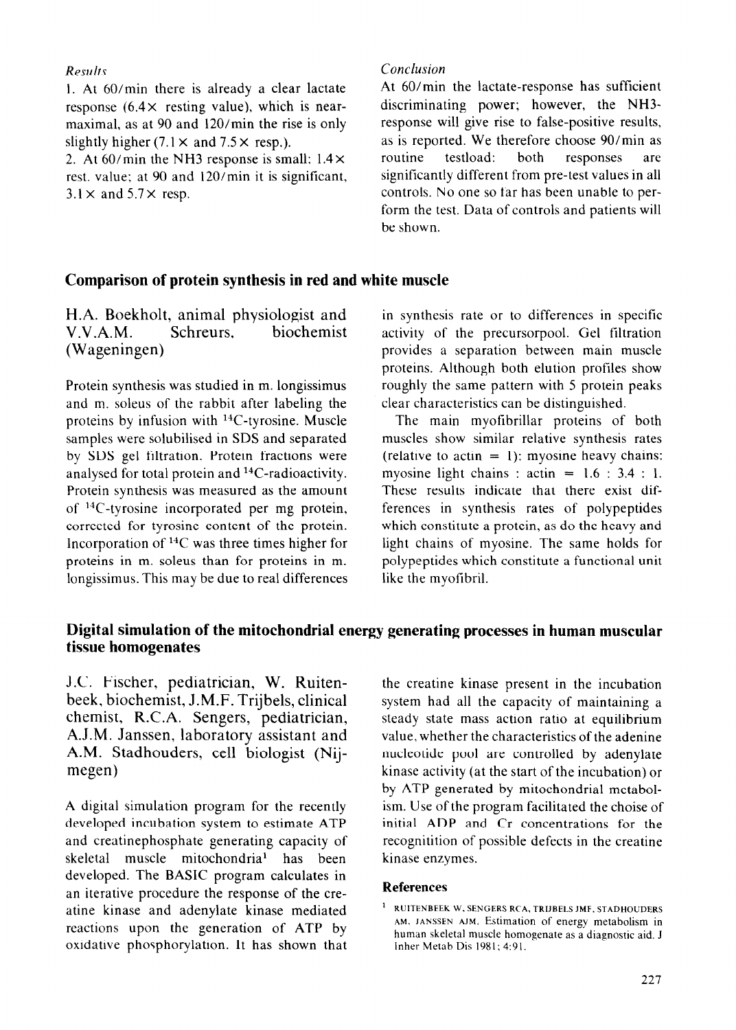*Results*

1. At 60/min there is already a clear lactate response (6.4× resting value), which is near-maximal, as at 90 and 120/min the rise is only slightly higher (7.1× and 7.5× resp.).

2. At 60/min the NH3 response is small: 1.4× rest. value; at 90 and 120/min it is significant, 3.1× and 5.7× resp.

*Conclusion*

At 60/min the lactate-response has sufficient discriminating power; however, the NH3-response will give rise to false-positive results, as is reported. We therefore choose 90/min as routine testload: both responses are significantly different from pre-test values in all controls. No one so far has been unable to perform the test. Data of controls and patients will be shown.

## Comparison of protein synthesis in red and white muscle

H.A. Boekholt, animal physiologist and V.V.A.M. Schreurs, biochemist (Wageningen)

Protein synthesis was studied in m. longissimus and m. soleus of the rabbit after labeling the proteins by infusion with $^{14}C$-tyrosine. Muscle samples were solubilised in SDS and separated by SDS gel filtration. Protein fractions were analysed for total protein and $^{14}C$-radioactivity. Protein synthesis was measured as the amount of $^{14}C$-tyrosine incorporated per mg protein, corrected for tyrosine content of the protein. Incorporation of $^{14}C$ was three times higher for proteins in m. soleus than for proteins in m. longissimus. This may be due to real differences in synthesis rate or to differences in specific activity of the precursorpool. Gel filtration provides a separation between main muscle proteins. Although both elution profiles show roughly the same pattern with 5 protein peaks clear characteristics can be distinguished.

The main myofibrillar proteins of both muscles show similar relative synthesis rates (relative to actin = 1): myosine heavy chains: myosine light chains : actin = 1.6 : 3.4 : 1. These results indicate that there exist differences in synthesis rates of polypeptides which constitute a protein, as do the heavy and light chains of myosine. The same holds for polypeptides which constitute a functional unit like the myofibril.

## Digital simulation of the mitochondrial energy generating processes in human muscular tissue homogenates

J.C. Fischer, pediatrician, W. Ruitenbeek, biochemist, J.M.F. Trijbels, clinical chemist, R.C.A. Sengers, pediatrician, A.J.M. Janssen, laboratory assistant and A.M. Stadhouders, cell biologist (Nijmegen)

A digital simulation program for the recently developed incubation system to estimate ATP and creatinephosphate generating capacity of skeletal muscle mitochondria[1] has been developed. The BASIC program calculates in an iterative procedure the response of the creatine kinase and adenylate kinase mediated reactions upon the generation of ATP by oxidative phosphorylation. It has shown that the creatine kinase present in the incubation system had all the capacity of maintaining a steady state mass action ratio at equilibrium value, whether the characteristics of the adenine nucleotide pool are controlled by adenylate kinase activity (at the start of the incubation) or by ATP generated by mitochondrial metabolism. Use of the program facilitated the choise of initial ADP and Cr concentrations for the recognitition of possible defects in the creatine kinase enzymes.

### References

1. RUITENBEEK W, SENGERS RCA, TRIJBELS JMF, STADHOUDERS AM, JANSSEN AJM. Estimation of energy metabolism in human skeletal muscle homogenate as a diagnostic aid. J Inher Metab Dis 1981; 4:91.